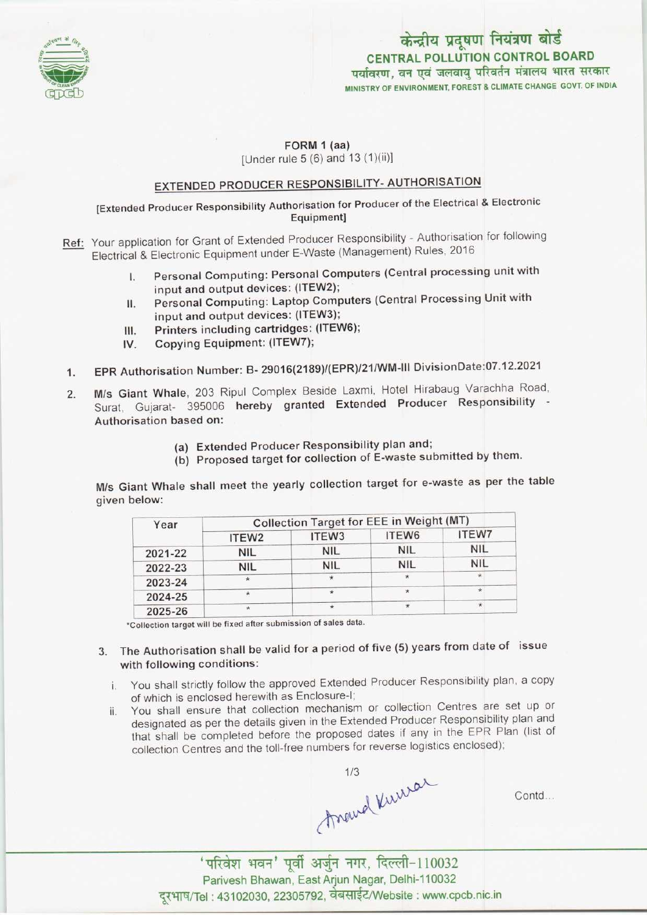केन्द्रीय प्रदूषण नियंत्रण बोर्ड
CENTRAL POLLUTION CONTROL BOARD
पर्यावरण, वन एवं जलवायु परिवर्तन मंत्रालय भारत सरकार
MINISTRY OF ENVIRONMENT, FOREST & CLIMATE CHANGE GOVT. OF INDIA

**FORM 1 (aa)**
[Under rule 5 (6) and 13 (1)(ii)]

## EXTENDED PRODUCER RESPONSIBILITY- AUTHORISATION

[Extended Producer Responsibility Authorisation for Producer of the Electrical & Electronic Equipment]

Ref: Your application for Grant of Extended Producer Responsibility - Authorisation for following Electrical & Electronic Equipment under E-Waste (Management) Rules, 2016

I. **Personal Computing: Personal Computers (Central processing unit with input and output devices: (ITEW2);**
II. **Personal Computing: Laptop Computers (Central Processing Unit with input and output devices: (ITEW3);**
III. **Printers including cartridges: (ITEW6);**
IV. **Copying Equipment: (ITEW7);**

1. **EPR Authorisation Number: B- 29016(2189)/(EPR)/21/WM-III DivisionDate:07.12.2021**

2. **M/s Giant Whale**, 203 Ripul Complex Beside Laxmi, Hotel Hirabaug Varachha Road, Surat, Gujarat- 395006 **hereby granted Extended Producer Responsibility - Authorisation based on:**

   (a) Extended Producer Responsibility plan and;
   (b) Proposed target for collection of E-waste submitted by them.

M/s Giant Whale shall meet the yearly collection target for e-waste as per the table given below:

| Year | Collection Target for EEE in Weight (MT) | | | |
|---|---|---|---|---|
| | ITEW2 | ITEW3 | ITEW6 | ITEW7 |
| 2021-22 | NIL | NIL | NIL | NIL |
| 2022-23 | NIL | NIL | NIL | NIL |
| 2023-24 | * | * | * | * |
| 2024-25 | * | * | * | * |
| 2025-26 | * | * | * | * |

*Collection target will be fixed after submission of sales data.

3. The Authorisation shall be valid for a period of five (5) years from date of issue with following conditions:

   i. You shall strictly follow the approved Extended Producer Responsibility plan, a copy of which is enclosed herewith as Enclosure-I;
   ii. You shall ensure that collection mechanism or collection Centres are set up or designated as per the details given in the Extended Producer Responsibility plan and that shall be completed before the proposed dates if any in the EPR Plan (list of collection Centres and the toll-free numbers for reverse logistics enclosed);

Anand Kumar

Contd...

'परिवेश भवन' पूर्वी अर्जुन नगर, दिल्ली-110032
Parivesh Bhawan, East Arjun Nagar, Delhi-110032
दूरभाष/Tel : 43102030, 22305792, वेबसाईट/Website : www.cpcb.nic.in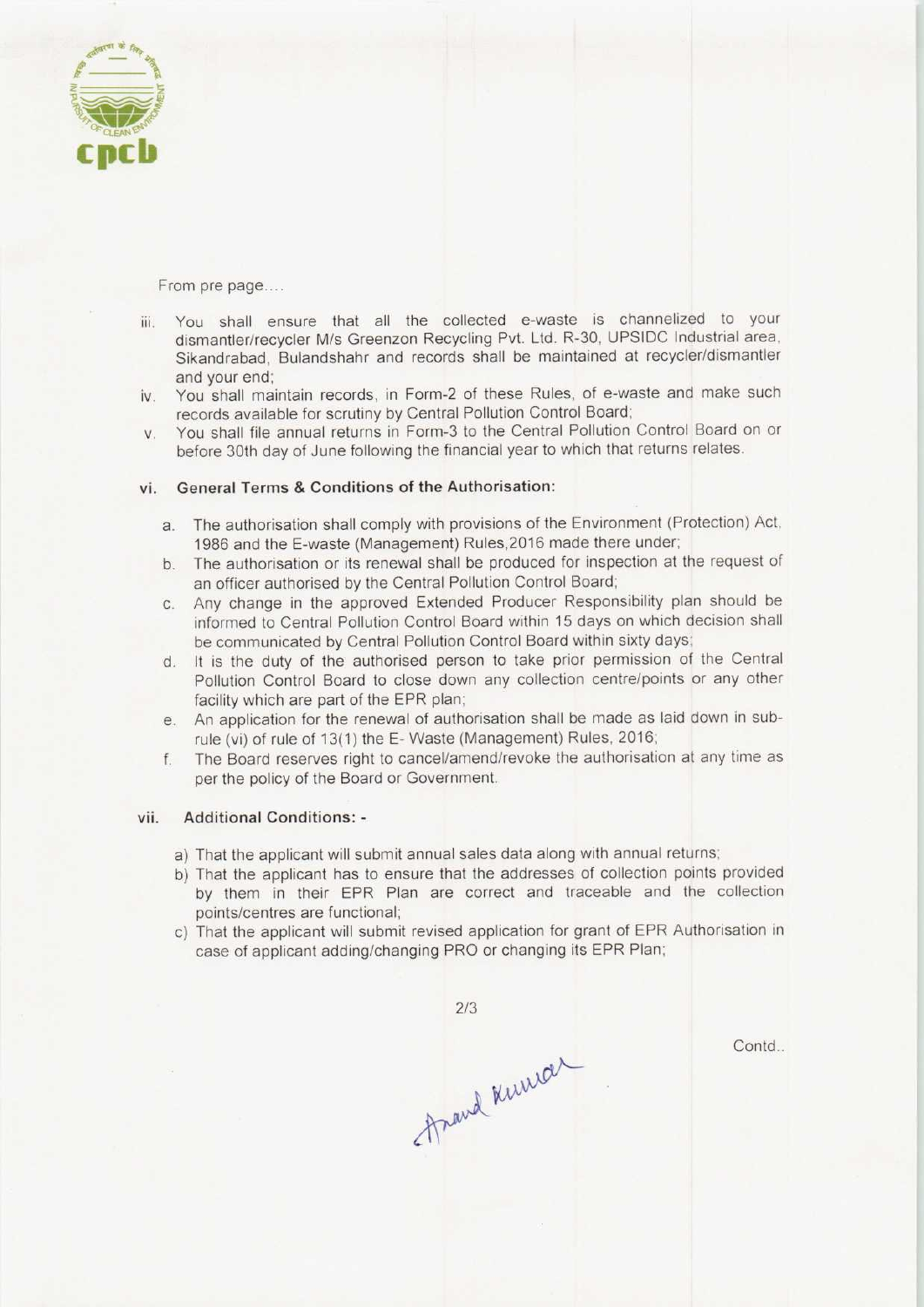From pre page....

iii. You shall ensure that all the collected e-waste is channelized to your dismantler/recycler M/s Greenzon Recycling Pvt. Ltd. R-30, UPSIDC Industrial area, Sikandrabad, Bulandshahr and records shall be maintained at recycler/dismantler and your end;

iv. You shall maintain records, in Form-2 of these Rules, of e-waste and make such records available for scrutiny by Central Pollution Control Board;

v. You shall file annual returns in Form-3 to the Central Pollution Control Board on or before 30th day of June following the financial year to which that returns relates.

vi. **General Terms & Conditions of the Authorisation:**

a. The authorisation shall comply with provisions of the Environment (Protection) Act, 1986 and the E-waste (Management) Rules,2016 made there under;

b. The authorisation or its renewal shall be produced for inspection at the request of an officer authorised by the Central Pollution Control Board;

c. Any change in the approved Extended Producer Responsibility plan should be informed to Central Pollution Control Board within 15 days on which decision shall be communicated by Central Pollution Control Board within sixty days;

d. It is the duty of the authorised person to take prior permission of the Central Pollution Control Board to close down any collection centre/points or any other facility which are part of the EPR plan;

e. An application for the renewal of authorisation shall be made as laid down in sub-rule (vi) of rule of 13(1) the E- Waste (Management) Rules, 2016;

f. The Board reserves right to cancel/amend/revoke the authorisation at any time as per the policy of the Board or Government.

vii. **Additional Conditions: -**

a) That the applicant will submit annual sales data along with annual returns;

b) That the applicant has to ensure that the addresses of collection points provided by them in their EPR Plan are correct and traceable and the collection points/centres are functional;

c) That the applicant will submit revised application for grant of EPR Authorisation in case of applicant adding/changing PRO or changing its EPR Plan;

Anand Kumar

Contd..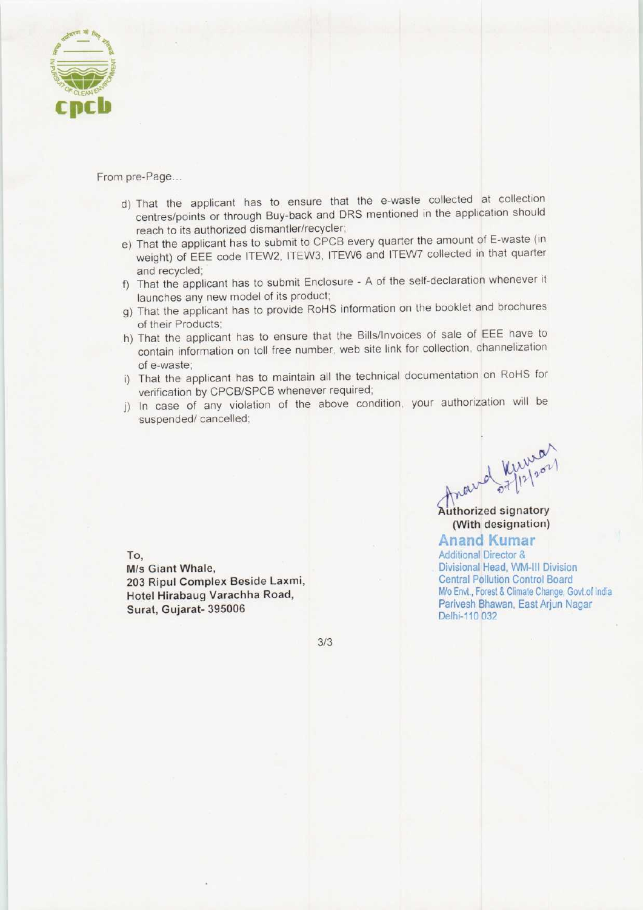From pre-Page...

d) That the applicant has to ensure that the e-waste collected at collection centres/points or through Buy-back and DRS mentioned in the application should reach to its authorized dismantler/recycler;
e) That the applicant has to submit to CPCB every quarter the amount of E-waste (in weight) of EEE code ITEW2, ITEW3, ITEW6 and ITEW7 collected in that quarter and recycled;
f) That the applicant has to submit Enclosure - A of the self-declaration whenever it launches any new model of its product;
g) That the applicant has to provide RoHS information on the booklet and brochures of their Products;
h) That the applicant has to ensure that the Bills/Invoices of sale of EEE have to contain information on toll free number, web site link for collection, channelization of e-waste;
i) That the applicant has to maintain all the technical documentation on RoHS for verification by CPCB/SPCB whenever required;
j) In case of any violation of the above condition, your authorization will be suspended/ cancelled;

Anand Kumar 07/12/2021

**Authorized signatory**
**(With designation)**

**Anand Kumar**
Additional Director &
Divisional Head, WM-III Division
Central Pollution Control Board
M/o Envt., Forest & Climate Change, Govt.of India
Parivesh Bhawan, East Arjun Nagar
Delhi-110 032

To,
**M/s Giant Whale,**
**203 Ripul Complex Beside Laxmi,**
**Hotel Hirabaug Varachha Road,**
**Surat, Gujarat- 395006**